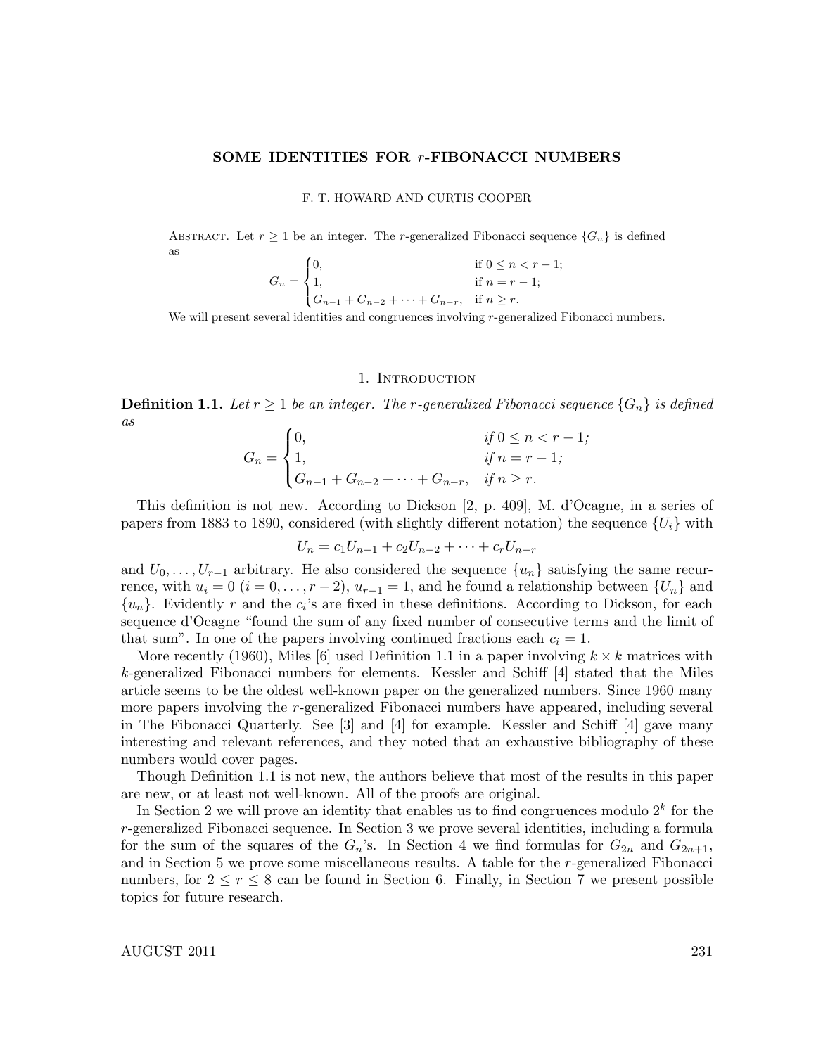# SOME IDENTITIES FOR $r$-FIBONACCI NUMBERS

F. T. HOWARD AND CURTIS COOPER

Abstract. Let $r \geq 1$ be an integer. The $r$-generalized Fibonacci sequence $\{G_n\}$ is defined as

$$G_n = \begin{cases} 0, & \text{if } 0 \leq n < r-1; \\ 1, & \text{if } n = r-1; \\ G_{n-1} + G_{n-2} + \cdots + G_{n-r}, & \text{if } n \geq r. \end{cases}$$

We will present several identities and congruences involving $r$-generalized Fibonacci numbers.

## 1. Introduction

**Definition 1.1.** *Let $r \geq 1$ be an integer. The $r$-generalized Fibonacci sequence $\{G_n\}$ is defined as*

$$G_n = \begin{cases} 0, & \text{if } 0 \leq n < r-1; \\ 1, & \text{if } n = r-1; \\ G_{n-1} + G_{n-2} + \cdots + G_{n-r}, & \text{if } n \geq r. \end{cases}$$

This definition is not new. According to Dickson [2, p. 409], M. d'Ocagne, in a series of papers from 1883 to 1890, considered (with slightly different notation) the sequence $\{U_i\}$ with

$$U_n = c_1 U_{n-1} + c_2 U_{n-2} + \cdots + c_r U_{n-r}$$

and $U_0, \ldots, U_{r-1}$ arbitrary. He also considered the sequence $\{u_n\}$ satisfying the same recurrence, with $u_i = 0$ $(i = 0, \ldots, r-2)$, $u_{r-1} = 1$, and he found a relationship between $\{U_n\}$ and $\{u_n\}$. Evidently $r$ and the $c_i$'s are fixed in these definitions. According to Dickson, for each sequence d'Ocagne "found the sum of any fixed number of consecutive terms and the limit of that sum". In one of the papers involving continued fractions each $c_i = 1$.

More recently (1960), Miles [6] used Definition 1.1 in a paper involving $k \times k$ matrices with $k$-generalized Fibonacci numbers for elements. Kessler and Schiff [4] stated that the Miles article seems to be the oldest well-known paper on the generalized numbers. Since 1960 many more papers involving the $r$-generalized Fibonacci numbers have appeared, including several in The Fibonacci Quarterly. See [3] and [4] for example. Kessler and Schiff [4] gave many interesting and relevant references, and they noted that an exhaustive bibliography of these numbers would cover pages.

Though Definition 1.1 is not new, the authors believe that most of the results in this paper are new, or at least not well-known. All of the proofs are original.

In Section 2 we will prove an identity that enables us to find congruences modulo $2^k$ for the $r$-generalized Fibonacci sequence. In Section 3 we prove several identities, including a formula for the sum of the squares of the $G_n$'s. In Section 4 we find formulas for $G_{2n}$ and $G_{2n+1}$, and in Section 5 we prove some miscellaneous results. A table for the $r$-generalized Fibonacci numbers, for $2 \leq r \leq 8$ can be found in Section 6. Finally, in Section 7 we present possible topics for future research.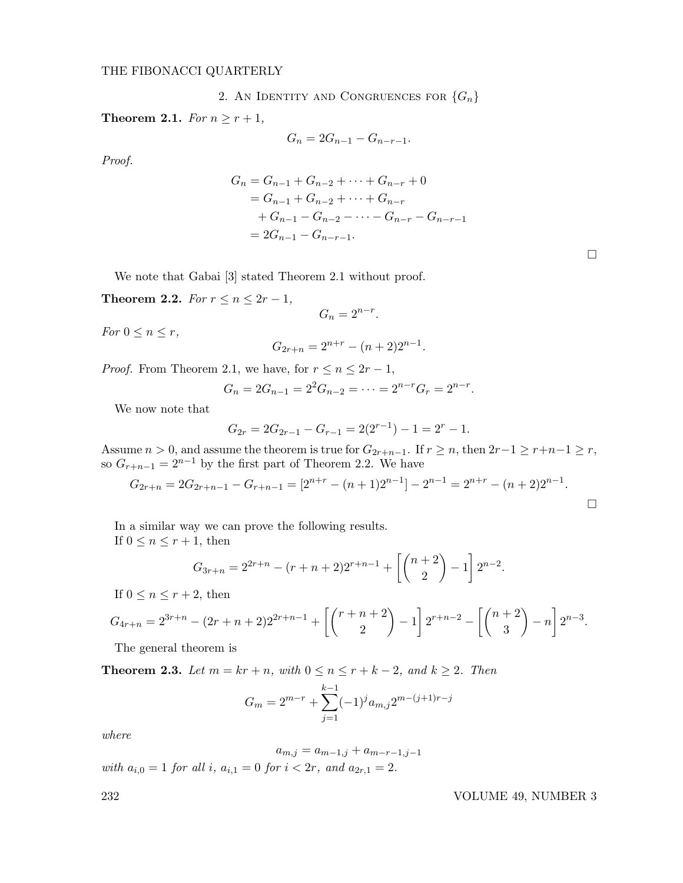## 2. An Identity and Congruences for $\{G_n\}$

**Theorem 2.1.** *For $n \geq r+1$,*

$$G_n = 2G_{n-1} - G_{n-r-1}.$$

*Proof.*

$$\begin{aligned}
G_n &= G_{n-1} + G_{n-2} + \cdots + G_{n-r} + 0 \\
&= G_{n-1} + G_{n-2} + \cdots + G_{n-r} \\
&\quad + G_{n-1} - G_{n-2} - \cdots - G_{n-r} - G_{n-r-1} \\
&= 2G_{n-1} - G_{n-r-1}.
\end{aligned}$$

□

We note that Gabai [3] stated Theorem 2.1 without proof.

**Theorem 2.2.** *For $r \leq n \leq 2r-1$,*

$$G_n = 2^{n-r}.$$

*For $0 \leq n \leq r$,*

$$G_{2r+n} = 2^{n+r} - (n+2)2^{n-1}.$$

*Proof.* From Theorem 2.1, we have, for $r \leq n \leq 2r-1$,

$$G_n = 2G_{n-1} = 2^2 G_{n-2} = \cdots = 2^{n-r} G_r = 2^{n-r}.$$

We now note that

$$G_{2r} = 2G_{2r-1} - G_{r-1} = 2(2^{r-1}) - 1 = 2^r - 1.$$

Assume $n > 0$, and assume the theorem is true for $G_{2r+n-1}$. If $r \geq n$, then $2r-1 \geq r+n-1 \geq r$, so $G_{r+n-1} = 2^{n-1}$ by the first part of Theorem 2.2. We have

$$G_{2r+n} = 2G_{2r+n-1} - G_{r+n-1} = [2^{n+r} - (n+1)2^{n-1}] - 2^{n-1} = 2^{n+r} - (n+2)2^{n-1}.$$

□

In a similar way we can prove the following results.

If $0 \leq n \leq r+1$, then

$$G_{3r+n} = 2^{2r+n} - (r+n+2)2^{r+n-1} + \left[\binom{n+2}{2} - 1\right] 2^{n-2}.$$

If $0 \leq n \leq r+2$, then

$$G_{4r+n} = 2^{3r+n} - (2r+n+2)2^{2r+n-1} + \left[\binom{r+n+2}{2} - 1\right] 2^{r+n-2} - \left[\binom{n+2}{3} - n\right] 2^{n-3}.$$

The general theorem is

**Theorem 2.3.** *Let $m = kr + n$, with $0 \leq n \leq r+k-2$, and $k \geq 2$. Then*

$$G_m = 2^{m-r} + \sum_{j=1}^{k-1} (-1)^j a_{m,j} 2^{m-(j+1)r-j}$$

*where*

$$a_{m,j} = a_{m-1,j} + a_{m-r-1,j-1}$$

*with $a_{i,0} = 1$ for all $i$, $a_{i,1} = 0$ for $i < 2r$, and $a_{2r,1} = 2$.*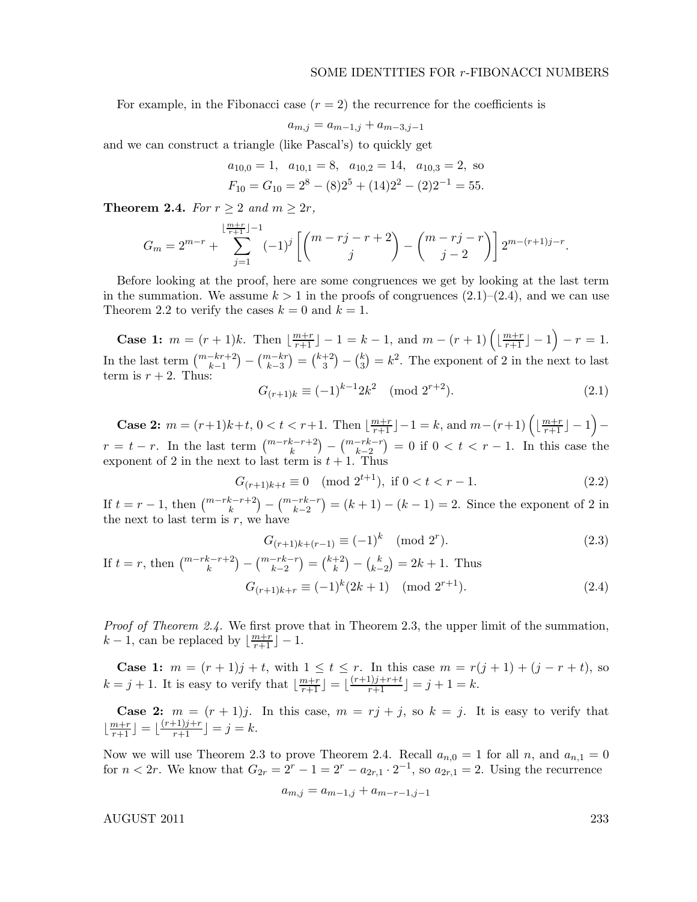For example, in the Fibonacci case ($r = 2$) the recurrence for the coefficients is

$$a_{m,j} = a_{m-1,j} + a_{m-3,j-1}$$

and we can construct a triangle (like Pascal's) to quickly get

$$a_{10,0} = 1, \quad a_{10,1} = 8, \quad a_{10,2} = 14, \quad a_{10,3} = 2, \text{ so}$$
$$F_{10} = G_{10} = 2^8 - (8)2^5 + (14)2^2 - (2)2^{-1} = 55.$$

**Theorem 2.4.** *For $r \geq 2$ and $m \geq 2r$,*

$$G_m = 2^{m-r} + \sum_{j=1}^{\lfloor \frac{m+r}{r+1} \rfloor - 1} (-1)^j \left[ \binom{m - rj - r + 2}{j} - \binom{m - rj - r}{j - 2} \right] 2^{m-(r+1)j-r}.$$

Before looking at the proof, here are some congruences we get by looking at the last term in the summation. We assume $k > 1$ in the proofs of congruences (2.1)–(2.4), and we can use Theorem 2.2 to verify the cases $k = 0$ and $k = 1$.

**Case 1:** $m = (r + 1)k$. Then $\lfloor \frac{m+r}{r+1} \rfloor - 1 = k - 1$, and $m - (r + 1)\left(\lfloor \frac{m+r}{r+1} \rfloor - 1\right) - r = 1$. In the last term $\binom{m-kr+2}{k-1} - \binom{m-kr}{k-3} = \binom{k+2}{3} - \binom{k}{3} = k^2$. The exponent of 2 in the next to last term is $r + 2$. Thus:

$$G_{(r+1)k} \equiv (-1)^{k-1} 2k^2 \pmod{2^{r+2}}. \tag{2.1}$$

**Case 2:** $m = (r+1)k+t$, $0 < t < r+1$. Then $\lfloor \frac{m+r}{r+1} \rfloor - 1 = k$, and $m-(r+1)\left(\lfloor \frac{m+r}{r+1} \rfloor - 1\right) - r = t - r$. In the last term $\binom{m-rk-r+2}{k} - \binom{m-rk-r}{k-2} = 0$ if $0 < t < r - 1$. In this case the exponent of 2 in the next to last term is $t + 1$. Thus

$$G_{(r+1)k+t} \equiv 0 \pmod{2^{t+1}}, \text{ if } 0 < t < r - 1. \tag{2.2}$$

If $t = r - 1$, then $\binom{m-rk-r+2}{k} - \binom{m-rk-r}{k-2} = (k + 1) - (k - 1) = 2$. Since the exponent of 2 in the next to last term is $r$, we have

$$G_{(r+1)k+(r-1)} \equiv (-1)^k \pmod{2^r}. \tag{2.3}$$

If $t = r$, then $\binom{m-rk-r+2}{k} - \binom{m-rk-r}{k-2} = \binom{k+2}{k} - \binom{k}{k-2} = 2k + 1$. Thus

$$G_{(r+1)k+r} \equiv (-1)^k(2k + 1) \pmod{2^{r+1}}. \tag{2.4}$$

*Proof of Theorem 2.4.* We first prove that in Theorem 2.3, the upper limit of the summation, $k - 1$, can be replaced by $\lfloor \frac{m+r}{r+1} \rfloor - 1$.

**Case 1:** $m = (r + 1)j + t$, with $1 \leq t \leq r$. In this case $m = r(j + 1) + (j - r + t)$, so $k = j + 1$. It is easy to verify that $\lfloor \frac{m+r}{r+1} \rfloor = \lfloor \frac{(r+1)j+r+t}{r+1} \rfloor = j + 1 = k$.

**Case 2:** $m = (r + 1)j$. In this case, $m = rj + j$, so $k = j$. It is easy to verify that $\lfloor \frac{m+r}{r+1} \rfloor = \lfloor \frac{(r+1)j+r}{r+1} \rfloor = j = k$.

Now we will use Theorem 2.3 to prove Theorem 2.4. Recall $a_{n,0} = 1$ for all $n$, and $a_{n,1} = 0$ for $n < 2r$. We know that $G_{2r} = 2^r - 1 = 2^r - a_{2r,1} \cdot 2^{-1}$, so $a_{2r,1} = 2$. Using the recurrence

$$a_{m,j} = a_{m-1,j} + a_{m-r-1,j-1}$$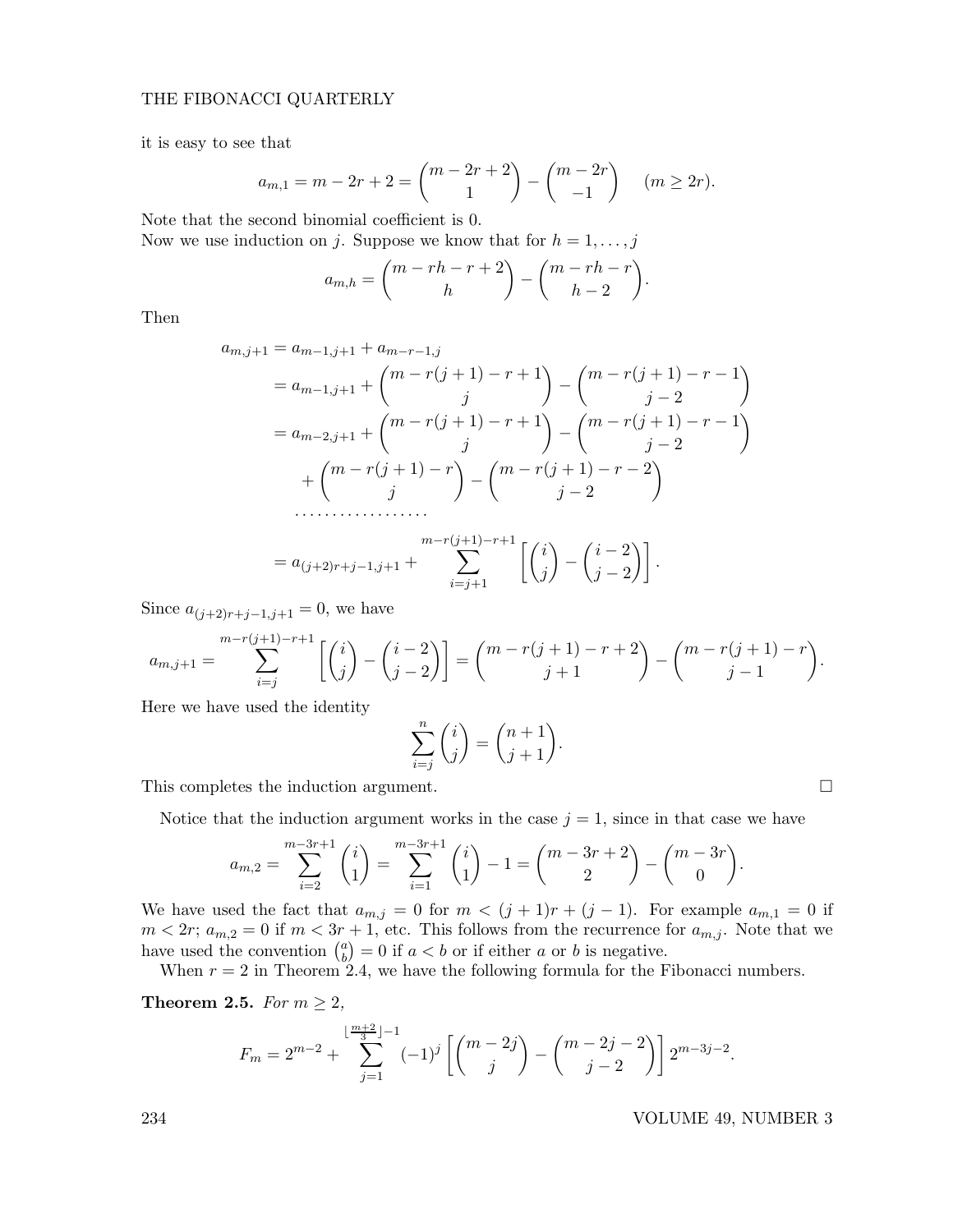it is easy to see that

$$a_{m,1} = m - 2r + 2 = \binom{m-2r+2}{1} - \binom{m-2r}{-1} \quad (m \geq 2r).$$

Note that the second binomial coefficient is 0.
Now we use induction on $j$. Suppose we know that for $h = 1, \ldots, j$

$$a_{m,h} = \binom{m - rh - r + 2}{h} - \binom{m - rh - r}{h - 2}.$$

Then

$$\begin{aligned}
a_{m,j+1} &= a_{m-1,j+1} + a_{m-r-1,j} \\
&= a_{m-1,j+1} + \binom{m - r(j+1) - r + 1}{j} - \binom{m - r(j+1) - r - 1}{j-2} \\
&= a_{m-2,j+1} + \binom{m - r(j+1) - r + 1}{j} - \binom{m - r(j+1) - r - 1}{j-2} \\
&\quad + \binom{m - r(j+1) - r}{j} - \binom{m - r(j+1) - r - 2}{j-2} \\
&\quad \cdots\cdots\cdots\cdots\cdots\cdots \\
&= a_{(j+2)r+j-1,j+1} + \sum_{i=j+1}^{m-r(j+1)-r+1} \left[ \binom{i}{j} - \binom{i-2}{j-2} \right].
\end{aligned}$$

Since $a_{(j+2)r+j-1,j+1} = 0$, we have

$$a_{m,j+1} = \sum_{i=j}^{m-r(j+1)-r+1} \left[ \binom{i}{j} - \binom{i-2}{j-2} \right] = \binom{m - r(j+1) - r + 2}{j+1} - \binom{m - r(j+1) - r}{j-1}.$$

Here we have used the identity

$$\sum_{i=j}^{n} \binom{i}{j} = \binom{n+1}{j+1}.$$

This completes the induction argument. $\square$

Notice that the induction argument works in the case $j = 1$, since in that case we have

$$a_{m,2} = \sum_{i=2}^{m-3r+1} \binom{i}{1} = \sum_{i=1}^{m-3r+1} \binom{i}{1} - 1 = \binom{m-3r+2}{2} - \binom{m-3r}{0}.$$

We have used the fact that $a_{m,j} = 0$ for $m < (j+1)r + (j-1)$. For example $a_{m,1} = 0$ if $m < 2r$; $a_{m,2} = 0$ if $m < 3r + 1$, etc. This follows from the recurrence for $a_{m,j}$. Note that we have used the convention $\binom{a}{b} = 0$ if $a < b$ or if either $a$ or $b$ is negative.

When $r = 2$ in Theorem 2.4, we have the following formula for the Fibonacci numbers.

**Theorem 2.5.** *For $m \geq 2$,*

$$F_m = 2^{m-2} + \sum_{j=1}^{\lfloor \frac{m+2}{3} \rfloor - 1} (-1)^j \left[ \binom{m-2j}{j} - \binom{m-2j-2}{j-2} \right] 2^{m-3j-2}.$$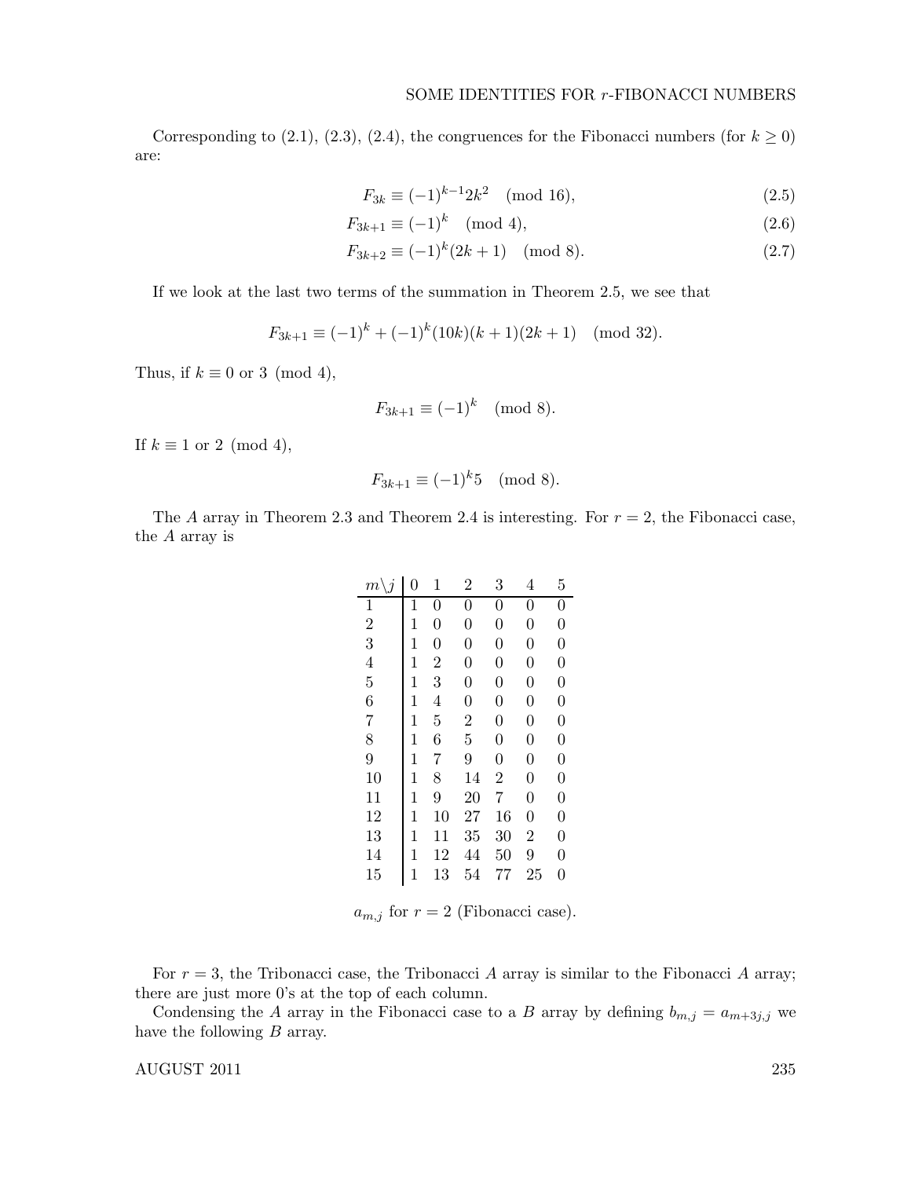Corresponding to (2.1), (2.3), (2.4), the congruences for the Fibonacci numbers (for $k \geq 0$) are:

$$F_{3k} \equiv (-1)^{k-1} 2k^2 \pmod{16}, \tag{2.5}$$

$$F_{3k+1} \equiv (-1)^k \pmod{4}, \tag{2.6}$$

$$F_{3k+2} \equiv (-1)^k (2k+1) \pmod{8}. \tag{2.7}$$

If we look at the last two terms of the summation in Theorem 2.5, we see that

$$F_{3k+1} \equiv (-1)^k + (-1)^k (10k)(k+1)(2k+1) \pmod{32}.$$

Thus, if $k \equiv 0$ or $3 \pmod{4}$,

$$F_{3k+1} \equiv (-1)^k \pmod{8}.$$

If $k \equiv 1$ or $2 \pmod{4}$,

$$F_{3k+1} \equiv (-1)^k 5 \pmod{8}.$$

The $A$ array in Theorem 2.3 and Theorem 2.4 is interesting. For $r = 2$, the Fibonacci case, the $A$ array is

| $m \backslash j$ | 0 | 1 | 2 | 3 | 4 | 5 |
|---|---|---|---|---|---|---|
| 1 | 1 | 0 | 0 | 0 | 0 | 0 |
| 2 | 1 | 0 | 0 | 0 | 0 | 0 |
| 3 | 1 | 0 | 0 | 0 | 0 | 0 |
| 4 | 1 | 2 | 0 | 0 | 0 | 0 |
| 5 | 1 | 3 | 0 | 0 | 0 | 0 |
| 6 | 1 | 4 | 0 | 0 | 0 | 0 |
| 7 | 1 | 5 | 2 | 0 | 0 | 0 |
| 8 | 1 | 6 | 5 | 0 | 0 | 0 |
| 9 | 1 | 7 | 9 | 0 | 0 | 0 |
| 10 | 1 | 8 | 14 | 2 | 0 | 0 |
| 11 | 1 | 9 | 20 | 7 | 0 | 0 |
| 12 | 1 | 10 | 27 | 16 | 0 | 0 |
| 13 | 1 | 11 | 35 | 30 | 2 | 0 |
| 14 | 1 | 12 | 44 | 50 | 9 | 0 |
| 15 | 1 | 13 | 54 | 77 | 25 | 0 |

$a_{m,j}$ for $r = 2$ (Fibonacci case).

For $r = 3$, the Tribonacci case, the Tribonacci $A$ array is similar to the Fibonacci $A$ array; there are just more 0's at the top of each column.

Condensing the $A$ array in the Fibonacci case to a $B$ array by defining $b_{m,j} = a_{m+3j,j}$ we have the following $B$ array.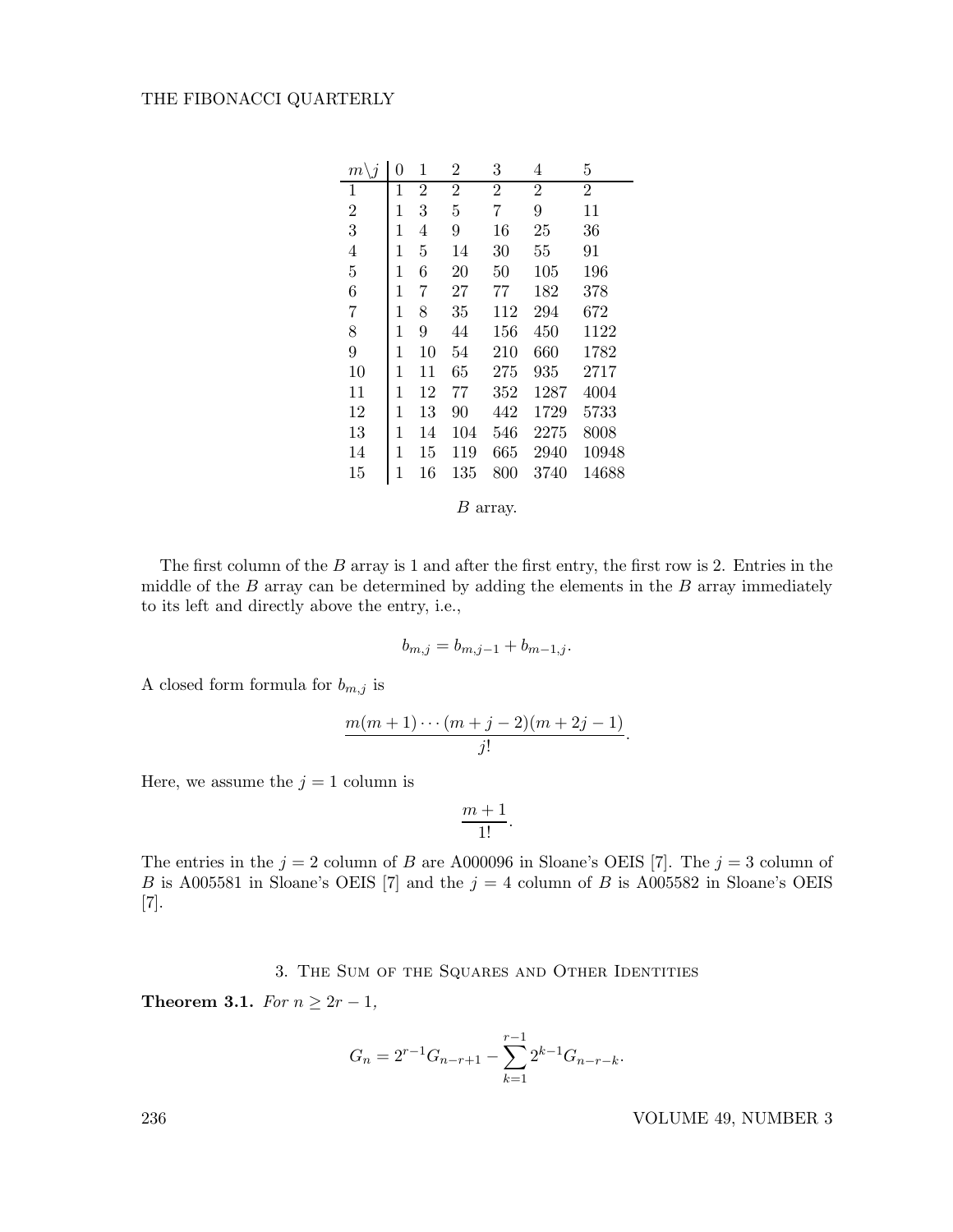| $m \backslash j$ | 0 | 1 | 2 | 3 | 4 | 5 |
|---|---|---|---|---|---|---|
| 1 | 1 | 2 | 2 | 2 | 2 | 2 |
| 2 | 1 | 3 | 5 | 7 | 9 | 11 |
| 3 | 1 | 4 | 9 | 16 | 25 | 36 |
| 4 | 1 | 5 | 14 | 30 | 55 | 91 |
| 5 | 1 | 6 | 20 | 50 | 105 | 196 |
| 6 | 1 | 7 | 27 | 77 | 182 | 378 |
| 7 | 1 | 8 | 35 | 112 | 294 | 672 |
| 8 | 1 | 9 | 44 | 156 | 450 | 1122 |
| 9 | 1 | 10 | 54 | 210 | 660 | 1782 |
| 10 | 1 | 11 | 65 | 275 | 935 | 2717 |
| 11 | 1 | 12 | 77 | 352 | 1287 | 4004 |
| 12 | 1 | 13 | 90 | 442 | 1729 | 5733 |
| 13 | 1 | 14 | 104 | 546 | 2275 | 8008 |
| 14 | 1 | 15 | 119 | 665 | 2940 | 10948 |
| 15 | 1 | 16 | 135 | 800 | 3740 | 14688 |

$B$ array.

The first column of the $B$ array is 1 and after the first entry, the first row is 2. Entries in the middle of the $B$ array can be determined by adding the elements in the $B$ array immediately to its left and directly above the entry, i.e.,

$$b_{m,j} = b_{m,j-1} + b_{m-1,j}.$$

A closed form formula for $b_{m,j}$ is

$$\frac{m(m+1)\cdots(m+j-2)(m+2j-1)}{j!}.$$

Here, we assume the $j = 1$ column is

$$\frac{m+1}{1!}.$$

The entries in the $j = 2$ column of $B$ are A000096 in Sloane's OEIS [7]. The $j = 3$ column of $B$ is A005581 in Sloane's OEIS [7] and the $j = 4$ column of $B$ is A005582 in Sloane's OEIS [7].

## 3. The Sum of the Squares and Other Identities

**Theorem 3.1.** *For* $n \geq 2r - 1$,

$$G_n = 2^{r-1} G_{n-r+1} - \sum_{k=1}^{r-1} 2^{k-1} G_{n-r-k}.$$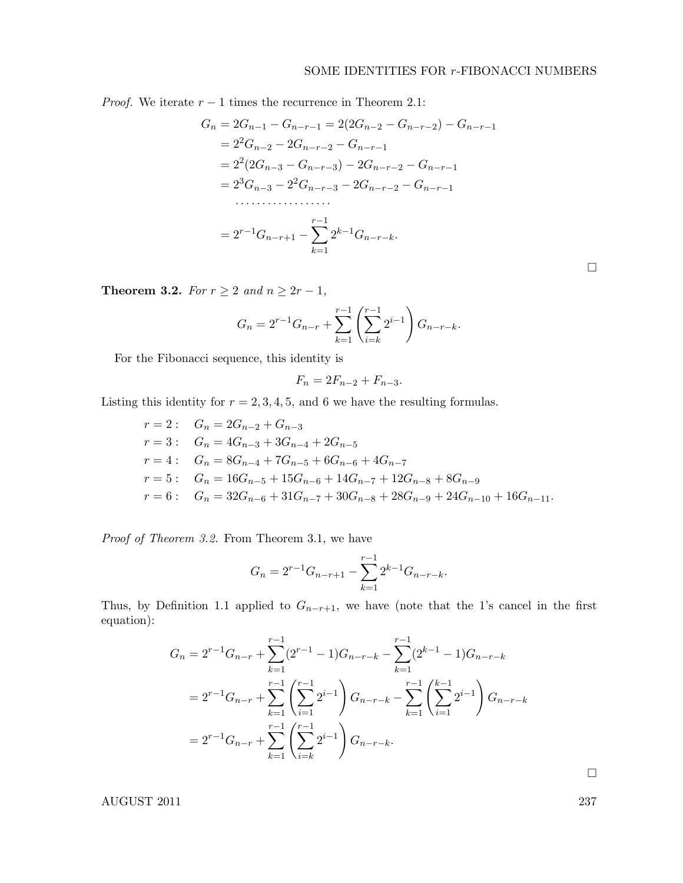*Proof.* We iterate $r-1$ times the recurrence in Theorem 2.1:

$$
\begin{aligned}
G_n &= 2G_{n-1} - G_{n-r-1} = 2(2G_{n-2} - G_{n-r-2}) - G_{n-r-1} \\
&= 2^2 G_{n-2} - 2G_{n-r-2} - G_{n-r-1} \\
&= 2^2(2G_{n-3} - G_{n-r-3}) - 2G_{n-r-2} - G_{n-r-1} \\
&= 2^3 G_{n-3} - 2^2 G_{n-r-3} - 2G_{n-r-2} - G_{n-r-1} \\
&\quad \cdots\cdots\cdots\cdots\cdots\cdots \\
&= 2^{r-1} G_{n-r+1} - \sum_{k=1}^{r-1} 2^{k-1} G_{n-r-k}.
\end{aligned}
$$

□

**Theorem 3.2.** *For $r \geq 2$ and $n \geq 2r-1$,*

$$G_n = 2^{r-1} G_{n-r} + \sum_{k=1}^{r-1} \left( \sum_{i=k}^{r-1} 2^{i-1} \right) G_{n-r-k}.$$

For the Fibonacci sequence, this identity is

$$F_n = 2F_{n-2} + F_{n-3}.$$

Listing this identity for $r = 2, 3, 4, 5$, and $6$ we have the resulting formulas.

$$
\begin{aligned}
r = 2: &\quad G_n = 2G_{n-2} + G_{n-3} \\
r = 3: &\quad G_n = 4G_{n-3} + 3G_{n-4} + 2G_{n-5} \\
r = 4: &\quad G_n = 8G_{n-4} + 7G_{n-5} + 6G_{n-6} + 4G_{n-7} \\
r = 5: &\quad G_n = 16G_{n-5} + 15G_{n-6} + 14G_{n-7} + 12G_{n-8} + 8G_{n-9} \\
r = 6: &\quad G_n = 32G_{n-6} + 31G_{n-7} + 30G_{n-8} + 28G_{n-9} + 24G_{n-10} + 16G_{n-11}.
\end{aligned}
$$

*Proof of Theorem 3.2.* From Theorem 3.1, we have

$$G_n = 2^{r-1} G_{n-r+1} - \sum_{k=1}^{r-1} 2^{k-1} G_{n-r-k}.$$

Thus, by Definition 1.1 applied to $G_{n-r+1}$, we have (note that the 1's cancel in the first equation):

$$
\begin{aligned}
G_n &= 2^{r-1} G_{n-r} + \sum_{k=1}^{r-1} (2^{r-1} - 1) G_{n-r-k} - \sum_{k=1}^{r-1} (2^{k-1} - 1) G_{n-r-k} \\
&= 2^{r-1} G_{n-r} + \sum_{k=1}^{r-1} \left( \sum_{i=1}^{r-1} 2^{i-1} \right) G_{n-r-k} - \sum_{k=1}^{r-1} \left( \sum_{i=1}^{k-1} 2^{i-1} \right) G_{n-r-k} \\
&= 2^{r-1} G_{n-r} + \sum_{k=1}^{r-1} \left( \sum_{i=k}^{r-1} 2^{i-1} \right) G_{n-r-k}.
\end{aligned}
$$

□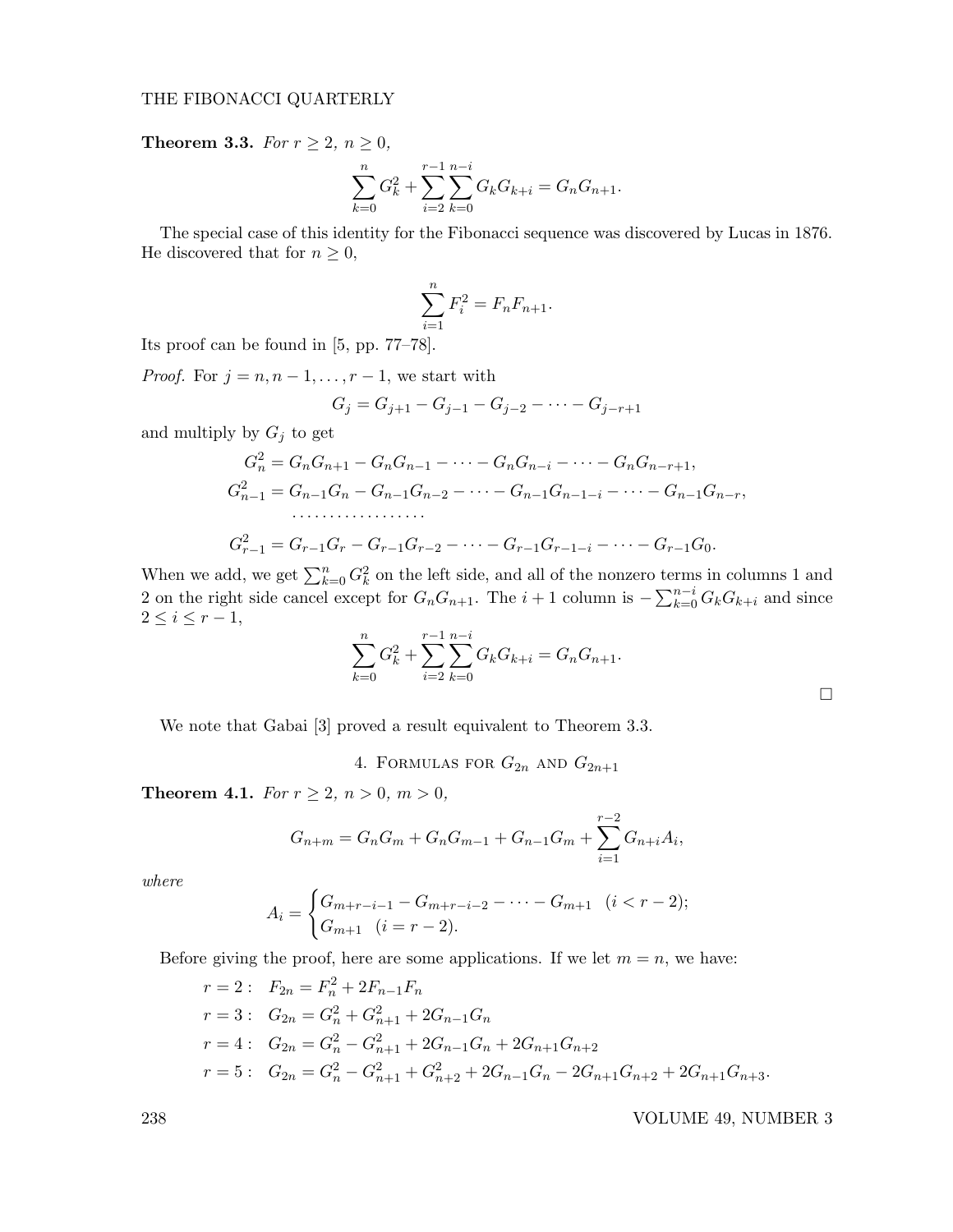**Theorem 3.3.** *For $r \geq 2$, $n \geq 0$,*

$$\sum_{k=0}^{n} G_k^2 + \sum_{i=2}^{r-1} \sum_{k=0}^{n-i} G_k G_{k+i} = G_n G_{n+1}.$$

The special case of this identity for the Fibonacci sequence was discovered by Lucas in 1876. He discovered that for $n \geq 0$,

$$\sum_{i=1}^{n} F_i^2 = F_n F_{n+1}.$$

Its proof can be found in [5, pp. 77–78].

*Proof.* For $j = n, n-1, \ldots, r-1$, we start with

$$G_j = G_{j+1} - G_{j-1} - G_{j-2} - \cdots - G_{j-r+1}$$

and multiply by $G_j$ to get

$$\begin{aligned}
G_n^2 &= G_n G_{n+1} - G_n G_{n-1} - \cdots - G_n G_{n-i} - \cdots - G_n G_{n-r+1}, \\
G_{n-1}^2 &= G_{n-1} G_n - G_{n-1} G_{n-2} - \cdots - G_{n-1} G_{n-1-i} - \cdots - G_{n-1} G_{n-r}, \\
&\cdots\cdots\cdots\cdots\cdots\cdots \\
G_{r-1}^2 &= G_{r-1} G_r - G_{r-1} G_{r-2} - \cdots - G_{r-1} G_{r-1-i} - \cdots - G_{r-1} G_0.
\end{aligned}$$

When we add, we get $\sum_{k=0}^{n} G_k^2$ on the left side, and all of the nonzero terms in columns 1 and 2 on the right side cancel except for $G_n G_{n+1}$. The $i+1$ column is $-\sum_{k=0}^{n-i} G_k G_{k+i}$ and since $2 \leq i \leq r-1$,

$$\sum_{k=0}^{n} G_k^2 + \sum_{i=2}^{r-1} \sum_{k=0}^{n-i} G_k G_{k+i} = G_n G_{n+1}.$$

□

We note that Gabai [3] proved a result equivalent to Theorem 3.3.

## 4. Formulas for $G_{2n}$ and $G_{2n+1}$

**Theorem 4.1.** *For $r \geq 2$, $n > 0$, $m > 0$,*

$$G_{n+m} = G_n G_m + G_n G_{m-1} + G_{n-1} G_m + \sum_{i=1}^{r-2} G_{n+i} A_i,$$

*where*

$$A_i = \begin{cases} G_{m+r-i-1} - G_{m+r-i-2} - \cdots - G_{m+1} & (i < r-2); \\ G_{m+1} & (i = r-2). \end{cases}$$

Before giving the proof, here are some applications. If we let $m = n$, we have:

$$\begin{aligned}
r = 2: &\quad F_{2n} = F_n^2 + 2F_{n-1} F_n \\
r = 3: &\quad G_{2n} = G_n^2 + G_{n+1}^2 + 2G_{n-1} G_n \\
r = 4: &\quad G_{2n} = G_n^2 - G_{n+1}^2 + 2G_{n-1} G_n + 2G_{n+1} G_{n+2} \\
r = 5: &\quad G_{2n} = G_n^2 - G_{n+1}^2 + G_{n+2}^2 + 2G_{n-1} G_n - 2G_{n+1} G_{n+2} + 2G_{n+1} G_{n+3}.
\end{aligned}$$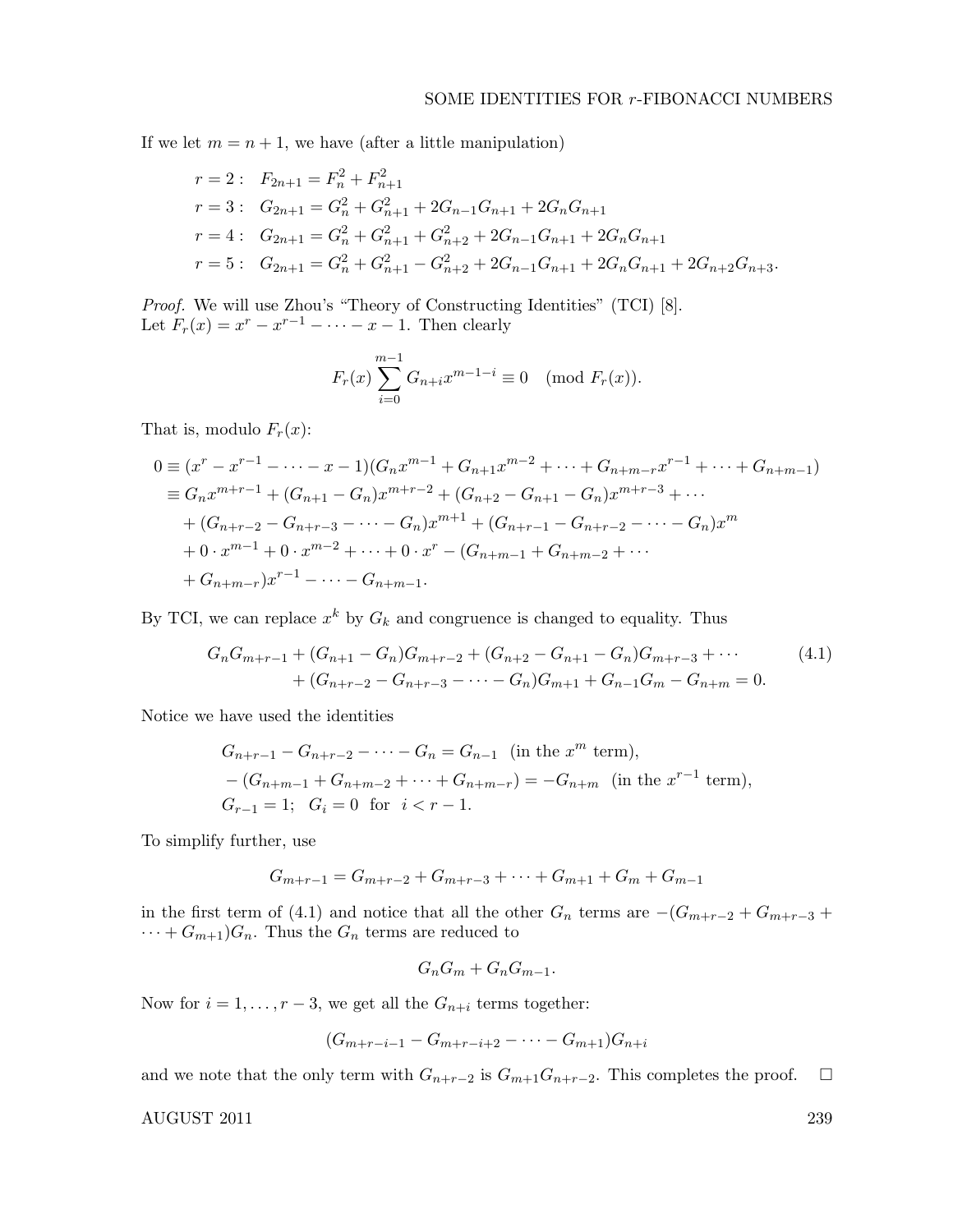If we let $m = n + 1$, we have (after a little manipulation)

$$
\begin{aligned}
r = 2: &\quad F_{2n+1} = F_n^2 + F_{n+1}^2 \\
r = 3: &\quad G_{2n+1} = G_n^2 + G_{n+1}^2 + 2G_{n-1}G_{n+1} + 2G_nG_{n+1} \\
r = 4: &\quad G_{2n+1} = G_n^2 + G_{n+1}^2 + G_{n+2}^2 + 2G_{n-1}G_{n+1} + 2G_nG_{n+1} \\
r = 5: &\quad G_{2n+1} = G_n^2 + G_{n+1}^2 - G_{n+2}^2 + 2G_{n-1}G_{n+1} + 2G_nG_{n+1} + 2G_{n+2}G_{n+3}.
\end{aligned}
$$

*Proof.* We will use Zhou's "Theory of Constructing Identities" (TCI) [8].
Let $F_r(x) = x^r - x^{r-1} - \cdots - x - 1$. Then clearly

$$
F_r(x) \sum_{i=0}^{m-1} G_{n+i} x^{m-1-i} \equiv 0 \pmod{F_r(x)}.
$$

That is, modulo $F_r(x)$:

$$
\begin{aligned}
0 &\equiv (x^r - x^{r-1} - \cdots - x - 1)(G_n x^{m-1} + G_{n+1}x^{m-2} + \cdots + G_{n+m-r}x^{r-1} + \cdots + G_{n+m-1}) \\
&\equiv G_n x^{m+r-1} + (G_{n+1} - G_n)x^{m+r-2} + (G_{n+2} - G_{n+1} - G_n)x^{m+r-3} + \cdots \\
&\quad + (G_{n+r-2} - G_{n+r-3} - \cdots - G_n)x^{m+1} + (G_{n+r-1} - G_{n+r-2} - \cdots - G_n)x^m \\
&\quad + 0 \cdot x^{m-1} + 0 \cdot x^{m-2} + \cdots + 0 \cdot x^r - (G_{n+m-1} + G_{n+m-2} + \cdots \\
&\quad + G_{n+m-r})x^{r-1} - \cdots - G_{n+m-1}.
\end{aligned}
$$

By TCI, we can replace $x^k$ by $G_k$ and congruence is changed to equality. Thus

$$
\begin{aligned}
G_nG_{m+r-1} + (G_{n+1} - G_n)G_{m+r-2} + (G_{n+2} - G_{n+1} - G_n)G_{m+r-3} + \cdots \\
+ (G_{n+r-2} - G_{n+r-3} - \cdots - G_n)G_{m+1} + G_{n-1}G_m - G_{n+m} = 0.
\end{aligned}
\tag{4.1}
$$

Notice we have used the identities

$$
\begin{aligned}
&G_{n+r-1} - G_{n+r-2} - \cdots - G_n = G_{n-1} \quad \text{(in the } x^m \text{ term)}, \\
&-(G_{n+m-1} + G_{n+m-2} + \cdots + G_{n+m-r}) = -G_{n+m} \quad \text{(in the } x^{r-1} \text{ term)}, \\
&G_{r-1} = 1; \quad G_i = 0 \ \text{ for } \ i < r - 1.
\end{aligned}
$$

To simplify further, use

$$
G_{m+r-1} = G_{m+r-2} + G_{m+r-3} + \cdots + G_{m+1} + G_m + G_{m-1}
$$

in the first term of (4.1) and notice that all the other $G_n$ terms are $-(G_{m+r-2} + G_{m+r-3} + \cdots + G_{m+1})G_n$. Thus the $G_n$ terms are reduced to

$$
G_nG_m + G_nG_{m-1}.
$$

Now for $i = 1, \ldots, r-3$, we get all the $G_{n+i}$ terms together:

$$
(G_{m+r-i-1} - G_{m+r-i+2} - \cdots - G_{m+1})G_{n+i}
$$

and we note that the only term with $G_{n+r-2}$ is $G_{m+1}G_{n+r-2}$. This completes the proof. $\square$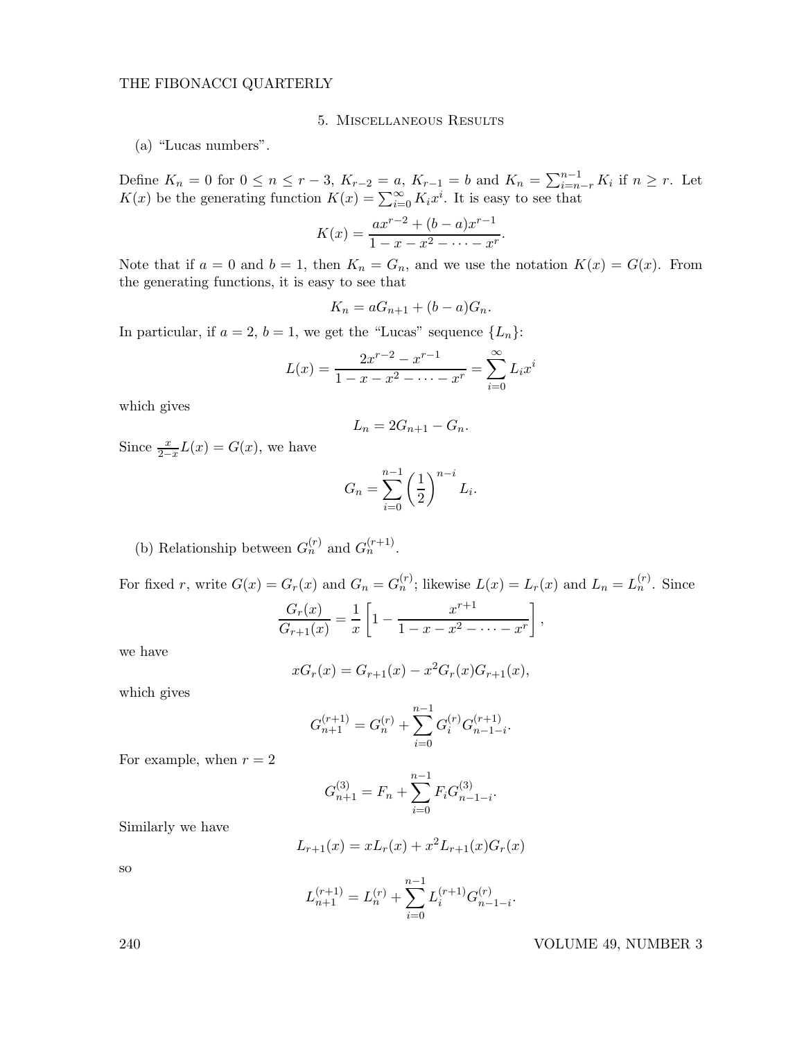## 5. Miscellaneous Results

(a) "Lucas numbers".

Define $K_n = 0$ for $0 \le n \le r-3$, $K_{r-2} = a$, $K_{r-1} = b$ and $K_n = \sum_{i=n-r}^{n-1} K_i$ if $n \ge r$. Let $K(x)$ be the generating function $K(x) = \sum_{i=0}^{\infty} K_i x^i$. It is easy to see that

$$K(x) = \frac{ax^{r-2} + (b-a)x^{r-1}}{1 - x - x^2 - \cdots - x^r}.$$

Note that if $a = 0$ and $b = 1$, then $K_n = G_n$, and we use the notation $K(x) = G(x)$. From the generating functions, it is easy to see that

$$K_n = aG_{n+1} + (b-a)G_n.$$

In particular, if $a = 2$, $b = 1$, we get the "Lucas" sequence $\{L_n\}$:

$$L(x) = \frac{2x^{r-2} - x^{r-1}}{1 - x - x^2 - \cdots - x^r} = \sum_{i=0}^{\infty} L_i x^i$$

which gives

$$L_n = 2G_{n+1} - G_n.$$

Since $\frac{x}{2-x} L(x) = G(x)$, we have

$$G_n = \sum_{i=0}^{n-1} \left(\frac{1}{2}\right)^{n-i} L_i.$$

(b) Relationship between $G_n^{(r)}$ and $G_n^{(r+1)}$.

For fixed $r$, write $G(x) = G_r(x)$ and $G_n = G_n^{(r)}$; likewise $L(x) = L_r(x)$ and $L_n = L_n^{(r)}$. Since

$$\frac{G_r(x)}{G_{r+1}(x)} = \frac{1}{x}\left[1 - \frac{x^{r+1}}{1 - x - x^2 - \cdots - x^r}\right],$$

we have

$$xG_r(x) = G_{r+1}(x) - x^2 G_r(x) G_{r+1}(x),$$

which gives

$$G_{n+1}^{(r+1)} = G_n^{(r)} + \sum_{i=0}^{n-1} G_i^{(r)} G_{n-1-i}^{(r+1)}.$$

For example, when $r = 2$

$$G_{n+1}^{(3)} = F_n + \sum_{i=0}^{n-1} F_i G_{n-1-i}^{(3)}.$$

Similarly we have

$$L_{r+1}(x) = xL_r(x) + x^2 L_{r+1}(x) G_r(x)$$

so

$$L_{n+1}^{(r+1)} = L_n^{(r)} + \sum_{i=0}^{n-1} L_i^{(r+1)} G_{n-1-i}^{(r)}.$$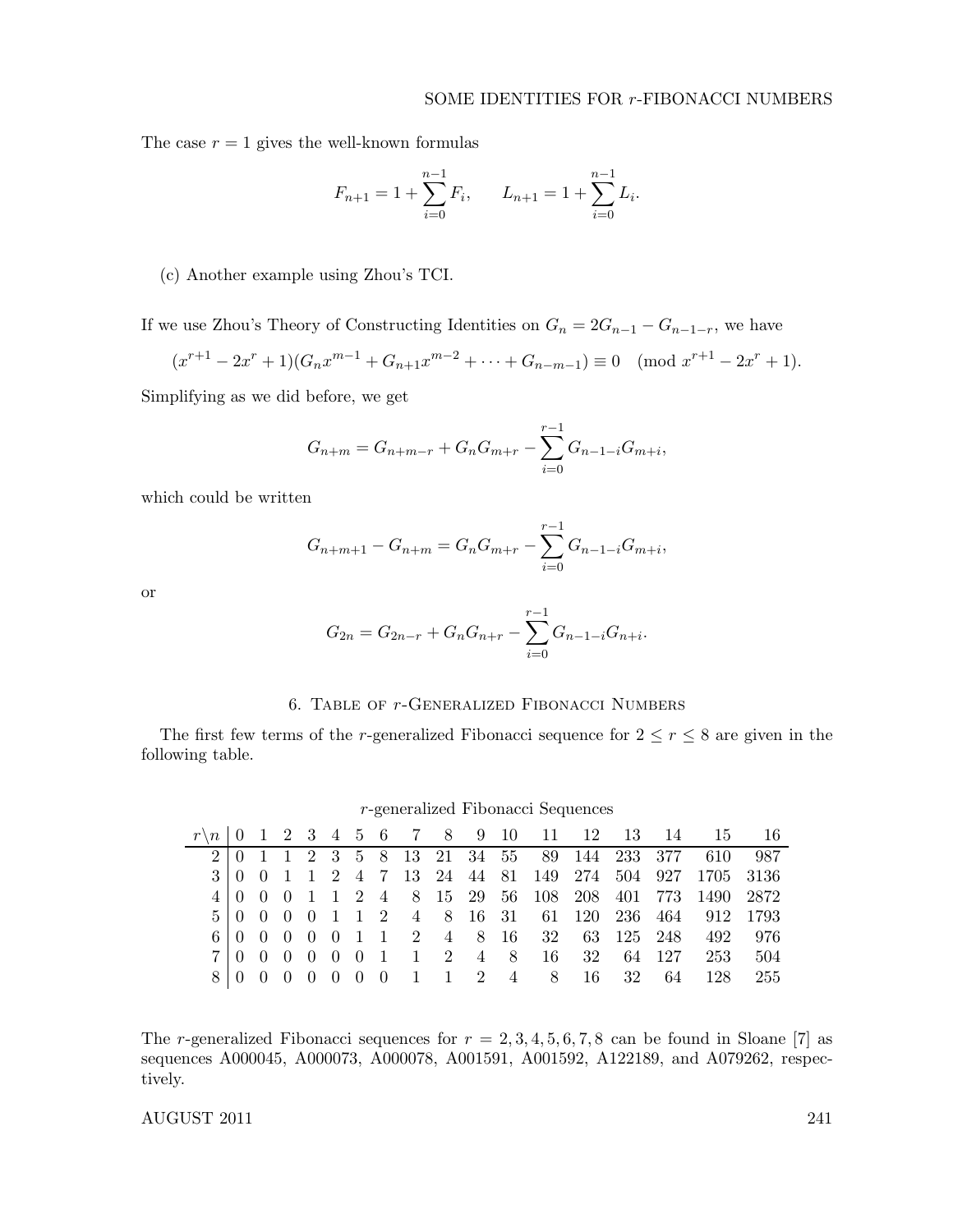The case $r = 1$ gives the well-known formulas

$$F_{n+1} = 1 + \sum_{i=0}^{n-1} F_i, \qquad L_{n+1} = 1 + \sum_{i=0}^{n-1} L_i.$$

(c) Another example using Zhou's TCI.

If we use Zhou's Theory of Constructing Identities on $G_n = 2G_{n-1} - G_{n-1-r}$, we have

$$(x^{r+1} - 2x^r + 1)(G_n x^{m-1} + G_{n+1} x^{m-2} + \cdots + G_{n-m-1}) \equiv 0 \pmod{x^{r+1} - 2x^r + 1}.$$

Simplifying as we did before, we get

$$G_{n+m} = G_{n+m-r} + G_n G_{m+r} - \sum_{i=0}^{r-1} G_{n-1-i} G_{m+i},$$

which could be written

$$G_{n+m+1} - G_{n+m} = G_n G_{m+r} - \sum_{i=0}^{r-1} G_{n-1-i} G_{m+i},$$

or

$$G_{2n} = G_{2n-r} + G_n G_{n+r} - \sum_{i=0}^{r-1} G_{n-1-i} G_{n+i}.$$

## 6. Table of $r$-Generalized Fibonacci Numbers

The first few terms of the $r$-generalized Fibonacci sequence for $2 \leq r \leq 8$ are given in the following table.

$r$-generalized Fibonacci Sequences

| $r \backslash n$ | 0 | 1 | 2 | 3 | 4 | 5 | 6 | 7 | 8 | 9 | 10 | 11 | 12 | 13 | 14 | 15 | 16 |
|---|---|---|---|---|---|---|---|---|---|---|---|---|---|---|---|---|---|
| 2 | 0 | 1 | 1 | 2 | 3 | 5 | 8 | 13 | 21 | 34 | 55 | 89 | 144 | 233 | 377 | 610 | 987 |
| 3 | 0 | 0 | 1 | 1 | 2 | 4 | 7 | 13 | 24 | 44 | 81 | 149 | 274 | 504 | 927 | 1705 | 3136 |
| 4 | 0 | 0 | 0 | 1 | 1 | 2 | 4 | 8 | 15 | 29 | 56 | 108 | 208 | 401 | 773 | 1490 | 2872 |
| 5 | 0 | 0 | 0 | 0 | 1 | 1 | 2 | 4 | 8 | 16 | 31 | 61 | 120 | 236 | 464 | 912 | 1793 |
| 6 | 0 | 0 | 0 | 0 | 0 | 1 | 1 | 2 | 4 | 8 | 16 | 32 | 63 | 125 | 248 | 492 | 976 |
| 7 | 0 | 0 | 0 | 0 | 0 | 0 | 1 | 1 | 2 | 4 | 8 | 16 | 32 | 64 | 127 | 253 | 504 |
| 8 | 0 | 0 | 0 | 0 | 0 | 0 | 0 | 1 | 1 | 2 | 4 | 8 | 16 | 32 | 64 | 128 | 255 |

The $r$-generalized Fibonacci sequences for $r = 2, 3, 4, 5, 6, 7, 8$ can be found in Sloane [7] as sequences A000045, A000073, A000078, A001591, A001592, A122189, and A079262, respectively.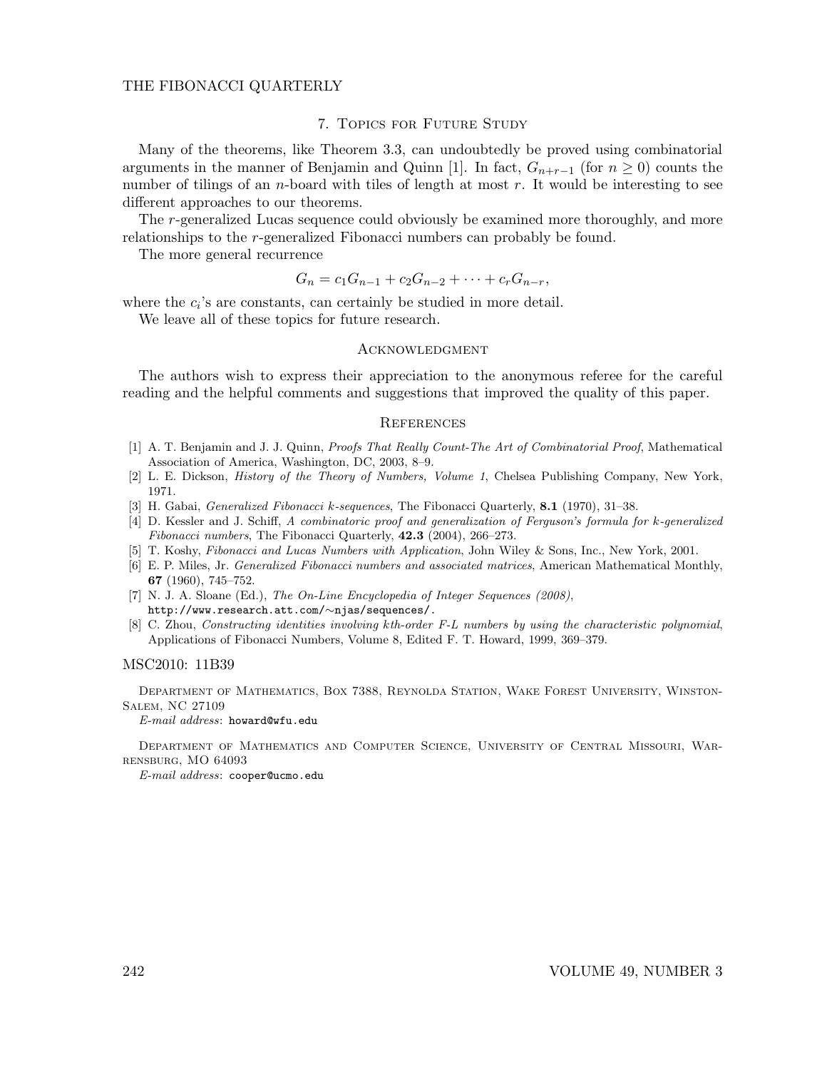## 7. Topics for Future Study

Many of the theorems, like Theorem 3.3, can undoubtedly be proved using combinatorial arguments in the manner of Benjamin and Quinn [1]. In fact, $G_{n+r-1}$ (for $n \geq 0$) counts the number of tilings of an $n$-board with tiles of length at most $r$. It would be interesting to see different approaches to our theorems.

The $r$-generalized Lucas sequence could obviously be examined more thoroughly, and more relationships to the $r$-generalized Fibonacci numbers can probably be found.

The more general recurrence

$$G_n = c_1 G_{n-1} + c_2 G_{n-2} + \cdots + c_r G_{n-r},$$

where the $c_i$'s are constants, can certainly be studied in more detail.

We leave all of these topics for future research.

## Acknowledgment

The authors wish to express their appreciation to the anonymous referee for the careful reading and the helpful comments and suggestions that improved the quality of this paper.

## References

[1] A. T. Benjamin and J. J. Quinn, *Proofs That Really Count-The Art of Combinatorial Proof*, Mathematical Association of America, Washington, DC, 2003, 8–9.

[2] L. E. Dickson, *History of the Theory of Numbers, Volume 1*, Chelsea Publishing Company, New York, 1971.

[3] H. Gabai, *Generalized Fibonacci k-sequences*, The Fibonacci Quarterly, **8.1** (1970), 31–38.

[4] D. Kessler and J. Schiff, *A combinatoric proof and generalization of Ferguson's formula for k-generalized Fibonacci numbers*, The Fibonacci Quarterly, **42.3** (2004), 266–273.

[5] T. Koshy, *Fibonacci and Lucas Numbers with Application*, John Wiley & Sons, Inc., New York, 2001.

[6] E. P. Miles, Jr. *Generalized Fibonacci numbers and associated matrices*, American Mathematical Monthly, **67** (1960), 745–752.

[7] N. J. A. Sloane (Ed.), *The On-Line Encyclopedia of Integer Sequences (2008)*, `http://www.research.att.com/∼njas/sequences/`.

[8] C. Zhou, *Constructing identities involving kth-order F-L numbers by using the characteristic polynomial*, Applications of Fibonacci Numbers, Volume 8, Edited F. T. Howard, 1999, 369–379.

MSC2010: 11B39

Department of Mathematics, Box 7388, Reynolda Station, Wake Forest University, Winston-Salem, NC 27109

*E-mail address*: `howard@wfu.edu`

Department of Mathematics and Computer Science, University of Central Missouri, Warrensburg, MO 64093

*E-mail address*: `cooper@ucmo.edu`